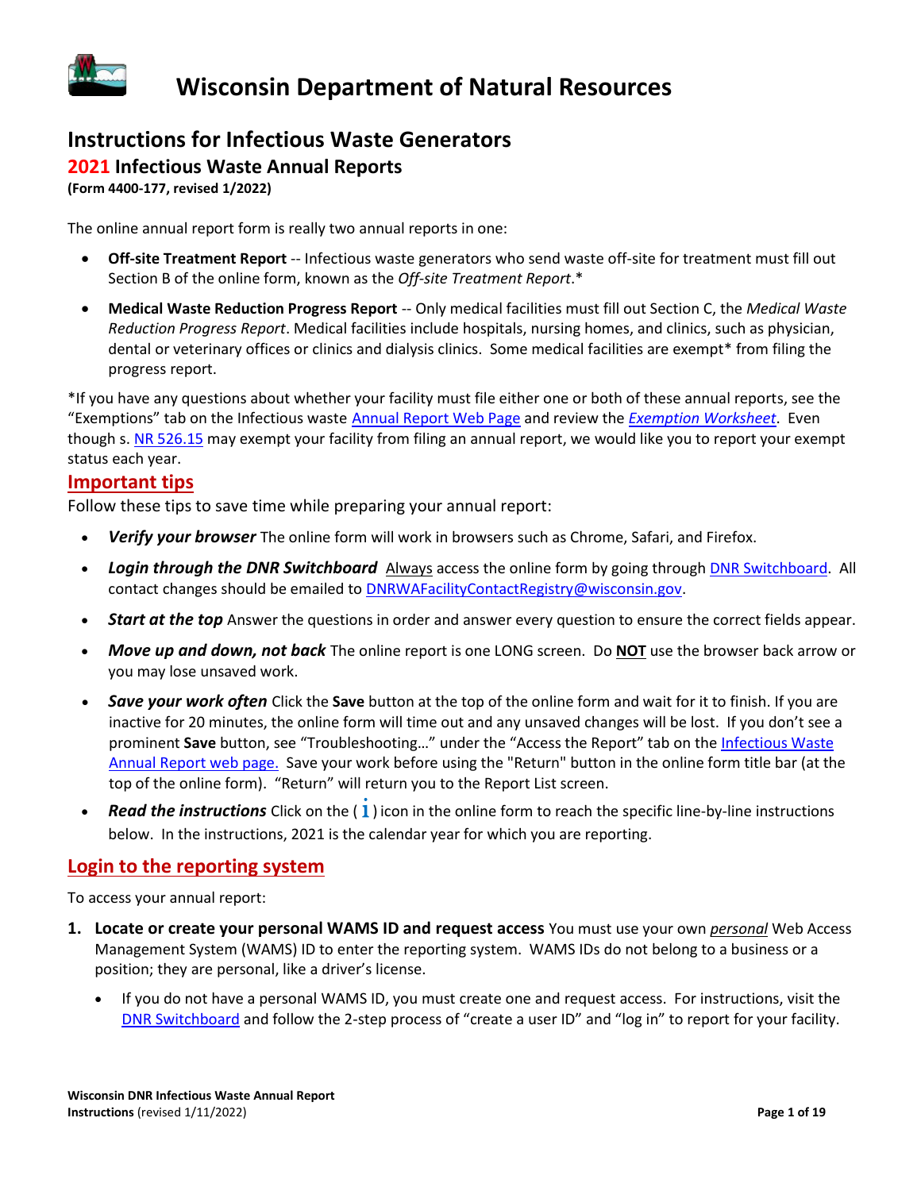# Wisconsin Department of Natural Resources

## Instructions for Infectious Waste Generators

### 2021 Infectious Waste Annual Reports

**(Form 4400-177, revised 1/2022)**

The online annual report form is really two annual reports in one:

- **Off-site Treatment Report** -- Infectious waste generators who send waste off-site for treatment must fill out Section B of the online form, known as the *Off-site Treatment Report*.*
- **Medical Waste Reduction Progress Report** -- Only medical facilities must fill out Section C, the *Medical Waste Reduction Progress Report*. Medical facilities include hospitals, nursing homes, and clinics, such as physician, dental or veterinary offices or clinics and dialysis clinics. Some medical facilities are exempt* from filing the progress report.

*If you have any questions about whether your facility must file either one or both of these annual reports, see the "Exemptions" tab on the Infectious waste Annual Report Web Page and review the *Exemption Worksheet*. Even though s. NR 526.15 may exempt your facility from filing an annual report, we would like you to report your exempt status each year.

## Important tips

Follow these tips to save time while preparing your annual report:

- ***Verify your browser*** The online form will work in browsers such as Chrome, Safari, and Firefox.
- ***Login through the DNR Switchboard*** Always access the online form by going through DNR Switchboard. All contact changes should be emailed to DNRWAFacilityContactRegistry@wisconsin.gov.
- ***Start at the top*** Answer the questions in order and answer every question to ensure the correct fields appear.
- ***Move up and down, not back*** The online report is one LONG screen. Do **NOT** use the browser back arrow or you may lose unsaved work.
- ***Save your work often*** Click the **Save** button at the top of the online form and wait for it to finish. If you are inactive for 20 minutes, the online form will time out and any unsaved changes will be lost. If you don't see a prominent **Save** button, see "Troubleshooting…" under the "Access the Report" tab on the Infectious Waste Annual Report web page. Save your work before using the "Return" button in the online form title bar (at the top of the online form). "Return" will return you to the Report List screen.
- ***Read the instructions*** Click on the ( i ) icon in the online form to reach the specific line-by-line instructions below. In the instructions, 2021 is the calendar year for which you are reporting.

## Login to the reporting system

To access your annual report:

1. **Locate or create your personal WAMS ID and request access** You must use your own *personal* Web Access Management System (WAMS) ID to enter the reporting system. WAMS IDs do not belong to a business or a position; they are personal, like a driver's license.
   - If you do not have a personal WAMS ID, you must create one and request access. For instructions, visit the DNR Switchboard and follow the 2-step process of "create a user ID" and "log in" to report for your facility.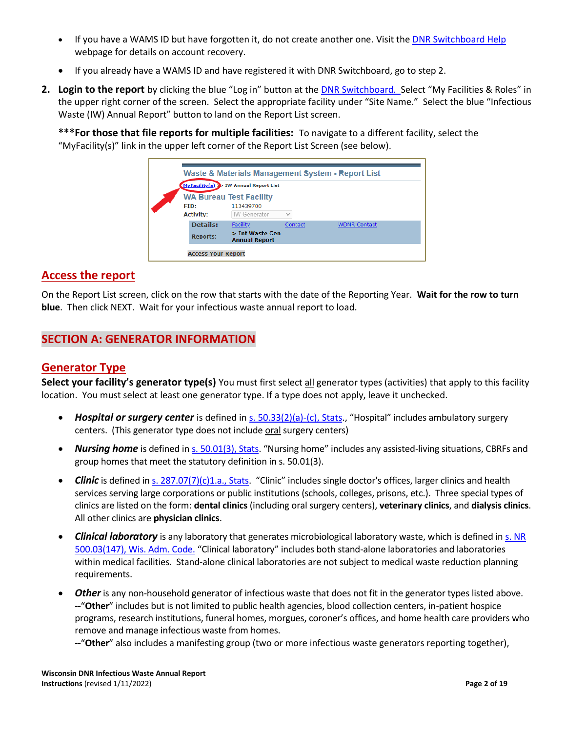- If you have a WAMS ID but have forgotten it, do not create another one. Visit the [DNR Switchboard Help] webpage for details on account recovery.
- If you already have a WAMS ID and have registered it with DNR Switchboard, go to step 2.

2. **Login to the report** by clicking the blue "Log in" button at the DNR Switchboard. Select "My Facilities & Roles" in the upper right corner of the screen. Select the appropriate facility under "Site Name." Select the blue "Infectious Waste (IW) Annual Report" button to land on the Report List screen.

   *****For those that file reports for multiple facilities:** To navigate to a different facility, select the "MyFacility(s)" link in the upper left corner of the Report List Screen (see below).

## Access the report

On the Report List screen, click on the row that starts with the date of the Reporting Year. **Wait for the row to turn blue**. Then click NEXT. Wait for your infectious waste annual report to load.

# SECTION A: GENERATOR INFORMATION

## Generator Type

**Select your facility's generator type(s)** You must first select all generator types (activities) that apply to this facility location. You must select at least one generator type. If a type does not apply, leave it unchecked.

- ***Hospital or surgery center*** is defined in s. 50.33(2)(a)-(c), Stats., "Hospital" includes ambulatory surgery centers. (This generator type does not include oral surgery centers)
- ***Nursing home*** is defined in s. 50.01(3), Stats. "Nursing home" includes any assisted-living situations, CBRFs and group homes that meet the statutory definition in s. 50.01(3).
- ***Clinic*** is defined in s. 287.07(7)(c)1.a., Stats. "Clinic" includes single doctor's offices, larger clinics and health services serving large corporations or public institutions (schools, colleges, prisons, etc.). Three special types of clinics are listed on the form: **dental clinics** (including oral surgery centers), **veterinary clinics**, and **dialysis clinics**. All other clinics are **physician clinics**.
- ***Clinical laboratory*** is any laboratory that generates microbiological laboratory waste, which is defined in s. NR 500.03(147), Wis. Adm. Code. "Clinical laboratory" includes both stand-alone laboratories and laboratories within medical facilities. Stand-alone clinical laboratories are not subject to medical waste reduction planning requirements.
- ***Other*** is any non-household generator of infectious waste that does not fit in the generator types listed above.
  --"**Other**" includes but is not limited to public health agencies, blood collection centers, in-patient hospice programs, research institutions, funeral homes, morgues, coroner's offices, and home health care providers who remove and manage infectious waste from homes.
  --"**Other**" also includes a manifesting group (two or more infectious waste generators reporting together),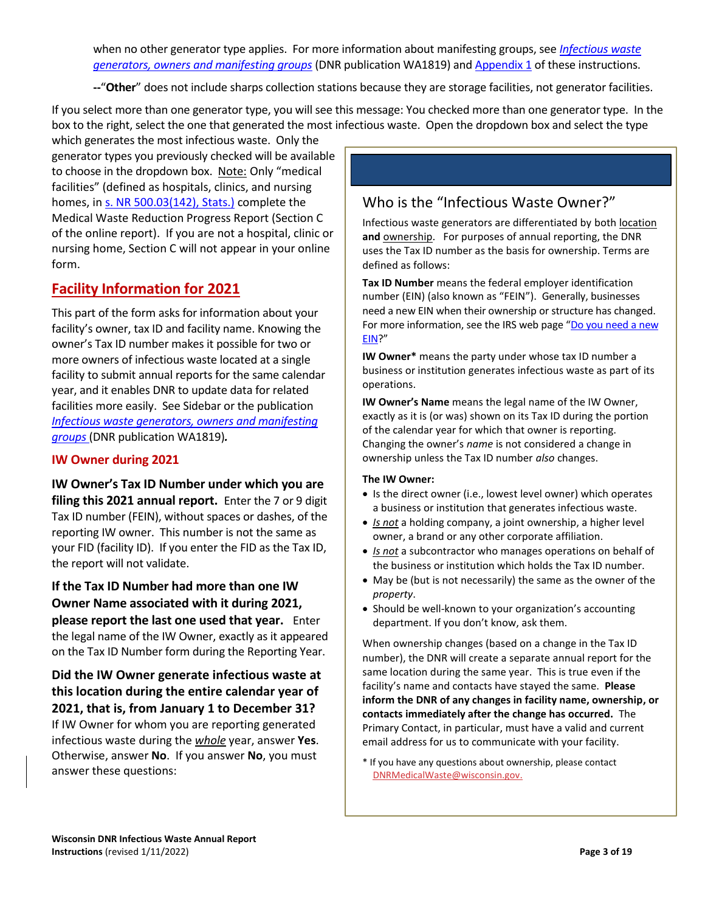when no other generator type applies. For more information about manifesting groups, see *Infectious waste generators, owners and manifesting groups* (DNR publication WA1819) and Appendix 1 of these instructions.

--"**Other**" does not include sharps collection stations because they are storage facilities, not generator facilities.

If you select more than one generator type, you will see this message: You checked more than one generator type. In the box to the right, select the one that generated the most infectious waste. Open the dropdown box and select the type which generates the most infectious waste. Only the generator types you previously checked will be available to choose in the dropdown box. Note: Only "medical facilities" (defined as hospitals, clinics, and nursing homes, in s. NR 500.03(142), Stats.) complete the Medical Waste Reduction Progress Report (Section C of the online report). If you are not a hospital, clinic or nursing home, Section C will not appear in your online form.

## Facility Information for 2021

This part of the form asks for information about your facility's owner, tax ID and facility name. Knowing the owner's Tax ID number makes it possible for two or more owners of infectious waste located at a single facility to submit annual reports for the same calendar year, and it enables DNR to update data for related facilities more easily. See Sidebar or the publication *Infectious waste generators, owners and manifesting groups* (DNR publication WA1819)**.**

### IW Owner during 2021

**IW Owner's Tax ID Number under which you are filing this 2021 annual report.** Enter the 7 or 9 digit Tax ID number (FEIN), without spaces or dashes, of the reporting IW owner. This number is not the same as your FID (facility ID). If you enter the FID as the Tax ID, the report will not validate.

**If the Tax ID Number had more than one IW Owner Name associated with it during 2021, please report the last one used that year.** Enter the legal name of the IW Owner, exactly as it appeared on the Tax ID Number form during the Reporting Year.

**Did the IW Owner generate infectious waste at this location during the entire calendar year of 2021, that is, from January 1 to December 31?** If IW Owner for whom you are reporting generated infectious waste during the *whole* year, answer **Yes**. Otherwise, answer **No**. If you answer **No**, you must answer these questions:

## Who is the "Infectious Waste Owner?"

Infectious waste generators are differentiated by both location **and** ownership. For purposes of annual reporting, the DNR uses the Tax ID number as the basis for ownership. Terms are defined as follows:

**Tax ID Number** means the federal employer identification number (EIN) (also known as "FEIN"). Generally, businesses need a new EIN when their ownership or structure has changed. For more information, see the IRS web page "Do you need a new EIN?"

**IW Owner*** means the party under whose tax ID number a business or institution generates infectious waste as part of its operations.

**IW Owner's Name** means the legal name of the IW Owner, exactly as it is (or was) shown on its Tax ID during the portion of the calendar year for which that owner is reporting. Changing the owner's *name* is not considered a change in ownership unless the Tax ID number *also* changes.

**The IW Owner:**

- Is the direct owner (i.e., lowest level owner) which operates a business or institution that generates infectious waste.
- *Is not* a holding company, a joint ownership, a higher level owner, a brand or any other corporate affiliation.
- *Is not* a subcontractor who manages operations on behalf of the business or institution which holds the Tax ID number.
- May be (but is not necessarily) the same as the owner of the *property*.
- Should be well-known to your organization's accounting department. If you don't know, ask them.

When ownership changes (based on a change in the Tax ID number), the DNR will create a separate annual report for the same location during the same year. This is true even if the facility's name and contacts have stayed the same. **Please inform the DNR of any changes in facility name, ownership, or contacts immediately after the change has occurred.** The Primary Contact, in particular, must have a valid and current email address for us to communicate with your facility.

\* If you have any questions about ownership, please contact DNRMedicalWaste@wisconsin.gov.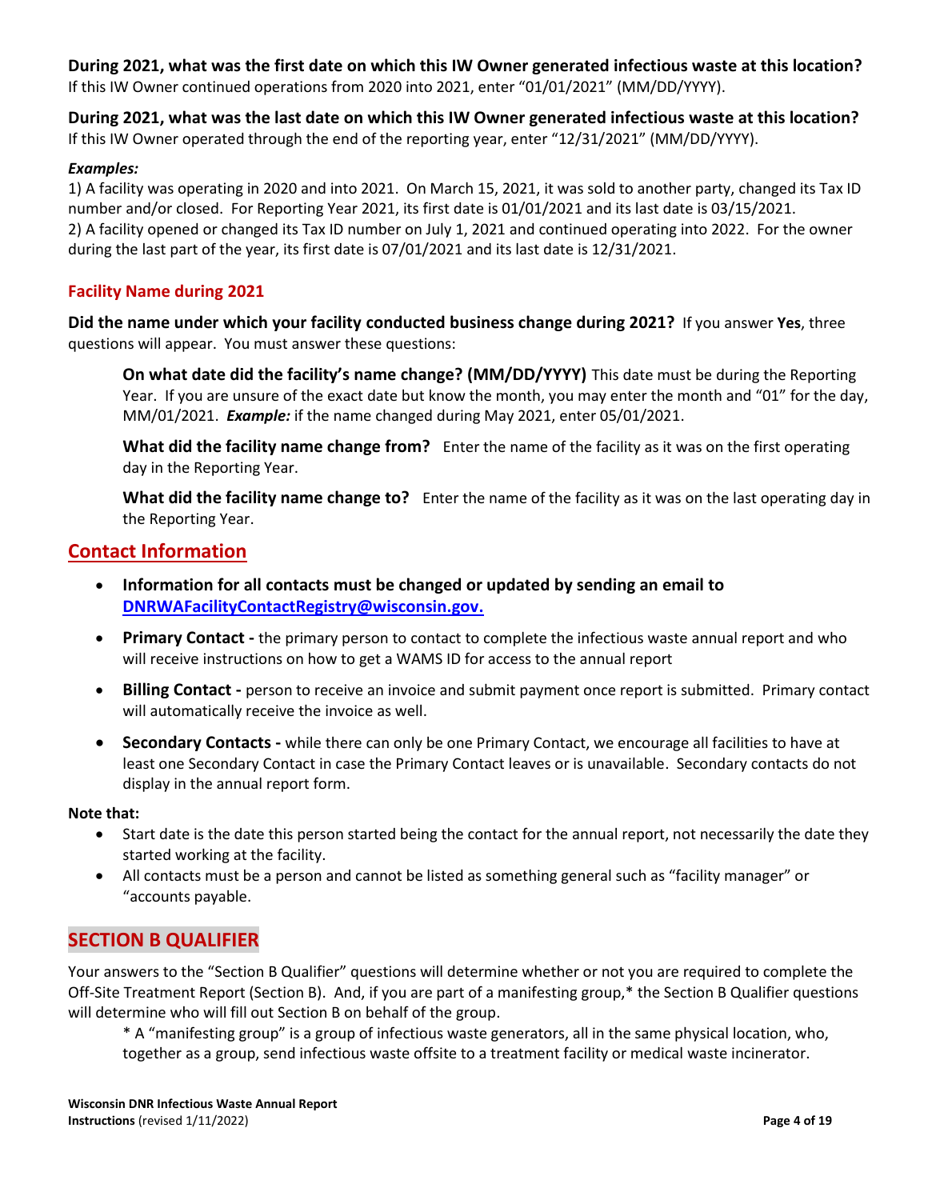**During 2021, what was the first date on which this IW Owner generated infectious waste at this location?**
If this IW Owner continued operations from 2020 into 2021, enter "01/01/2021" (MM/DD/YYYY).

**During 2021, what was the last date on which this IW Owner generated infectious waste at this location?**
If this IW Owner operated through the end of the reporting year, enter "12/31/2021" (MM/DD/YYYY).

***Examples:***
1) A facility was operating in 2020 and into 2021. On March 15, 2021, it was sold to another party, changed its Tax ID number and/or closed. For Reporting Year 2021, its first date is 01/01/2021 and its last date is 03/15/2021.
2) A facility opened or changed its Tax ID number on July 1, 2021 and continued operating into 2022. For the owner during the last part of the year, its first date is 07/01/2021 and its last date is 12/31/2021.

### Facility Name during 2021

**Did the name under which your facility conducted business change during 2021?** If you answer **Yes**, three questions will appear. You must answer these questions:

> **On what date did the facility's name change? (MM/DD/YYYY)** This date must be during the Reporting Year. If you are unsure of the exact date but know the month, you may enter the month and "01" for the day, MM/01/2021. ***Example:*** if the name changed during May 2021, enter 05/01/2021.
>
> **What did the facility name change from?** Enter the name of the facility as it was on the first operating day in the Reporting Year.
>
> **What did the facility name change to?** Enter the name of the facility as it was on the last operating day in the Reporting Year.

## Contact Information

- **Information for all contacts must be changed or updated by sending an email to [DNRWAFacilityContactRegistry@wisconsin.gov.](mailto:DNRWAFacilityContactRegistry@wisconsin.gov)**
- **Primary Contact -** the primary person to contact to complete the infectious waste annual report and who will receive instructions on how to get a WAMS ID for access to the annual report
- **Billing Contact -** person to receive an invoice and submit payment once report is submitted. Primary contact will automatically receive the invoice as well.
- **Secondary Contacts -** while there can only be one Primary Contact, we encourage all facilities to have at least one Secondary Contact in case the Primary Contact leaves or is unavailable. Secondary contacts do not display in the annual report form.

**Note that:**

- Start date is the date this person started being the contact for the annual report, not necessarily the date they started working at the facility.
- All contacts must be a person and cannot be listed as something general such as "facility manager" or "accounts payable.

## SECTION B QUALIFIER

Your answers to the "Section B Qualifier" questions will determine whether or not you are required to complete the Off-Site Treatment Report (Section B). And, if you are part of a manifesting group,* the Section B Qualifier questions will determine who will fill out Section B on behalf of the group.

> * A "manifesting group" is a group of infectious waste generators, all in the same physical location, who, together as a group, send infectious waste offsite to a treatment facility or medical waste incinerator.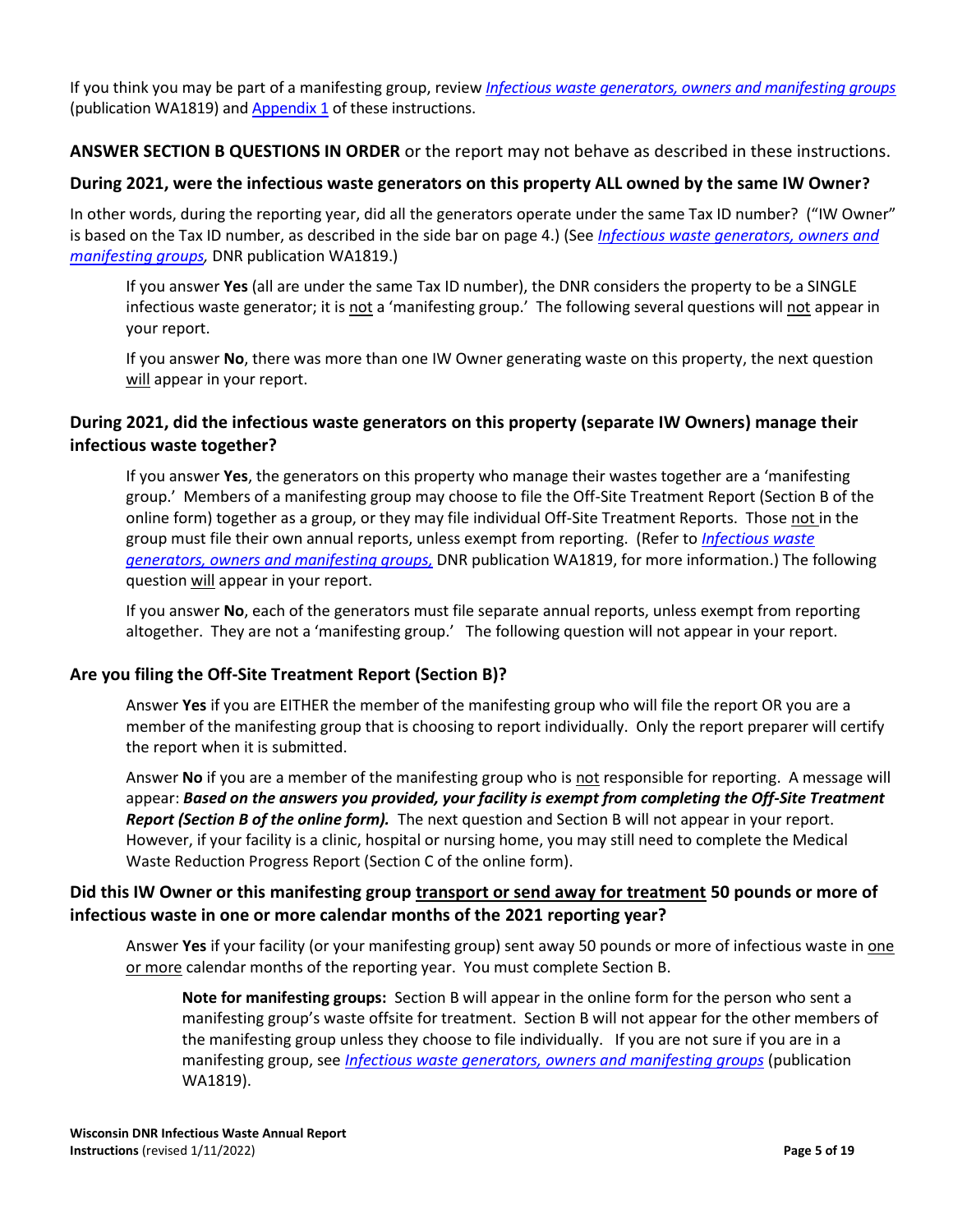If you think you may be part of a manifesting group, review *Infectious waste generators, owners and manifesting groups* (publication WA1819) and Appendix 1 of these instructions.

**ANSWER SECTION B QUESTIONS IN ORDER** or the report may not behave as described in these instructions.

### During 2021, were the infectious waste generators on this property ALL owned by the same IW Owner?

In other words, during the reporting year, did all the generators operate under the same Tax ID number? ("IW Owner" is based on the Tax ID number, as described in the side bar on page 4.) (See *Infectious waste generators, owners and manifesting groups,* DNR publication WA1819.)

> If you answer **Yes** (all are under the same Tax ID number), the DNR considers the property to be a SINGLE infectious waste generator; it is not a 'manifesting group.' The following several questions will not appear in your report.
>
> If you answer **No**, there was more than one IW Owner generating waste on this property, the next question will appear in your report.

### During 2021, did the infectious waste generators on this property (separate IW Owners) manage their infectious waste together?

> If you answer **Yes**, the generators on this property who manage their wastes together are a 'manifesting group.' Members of a manifesting group may choose to file the Off-Site Treatment Report (Section B of the online form) together as a group, or they may file individual Off-Site Treatment Reports. Those not in the group must file their own annual reports, unless exempt from reporting. (Refer to *Infectious waste generators, owners and manifesting groups,* DNR publication WA1819, for more information.) The following question will appear in your report.
>
> If you answer **No**, each of the generators must file separate annual reports, unless exempt from reporting altogether. They are not a 'manifesting group.' The following question will not appear in your report.

### Are you filing the Off-Site Treatment Report (Section B)?

> Answer **Yes** if you are EITHER the member of the manifesting group who will file the report OR you are a member of the manifesting group that is choosing to report individually. Only the report preparer will certify the report when it is submitted.
>
> Answer **No** if you are a member of the manifesting group who is not responsible for reporting. A message will appear: ***Based on the answers you provided, your facility is exempt from completing the Off-Site Treatment Report (Section B of the online form).*** The next question and Section B will not appear in your report. However, if your facility is a clinic, hospital or nursing home, you may still need to complete the Medical Waste Reduction Progress Report (Section C of the online form).

### Did this IW Owner or this manifesting group transport or send away for treatment 50 pounds or more of infectious waste in one or more calendar months of the 2021 reporting year?

> Answer **Yes** if your facility (or your manifesting group) sent away 50 pounds or more of infectious waste in one or more calendar months of the reporting year. You must complete Section B.
>
> > **Note for manifesting groups:** Section B will appear in the online form for the person who sent a manifesting group's waste offsite for treatment. Section B will not appear for the other members of the manifesting group unless they choose to file individually. If you are not sure if you are in a manifesting group, see *Infectious waste generators, owners and manifesting groups* (publication WA1819).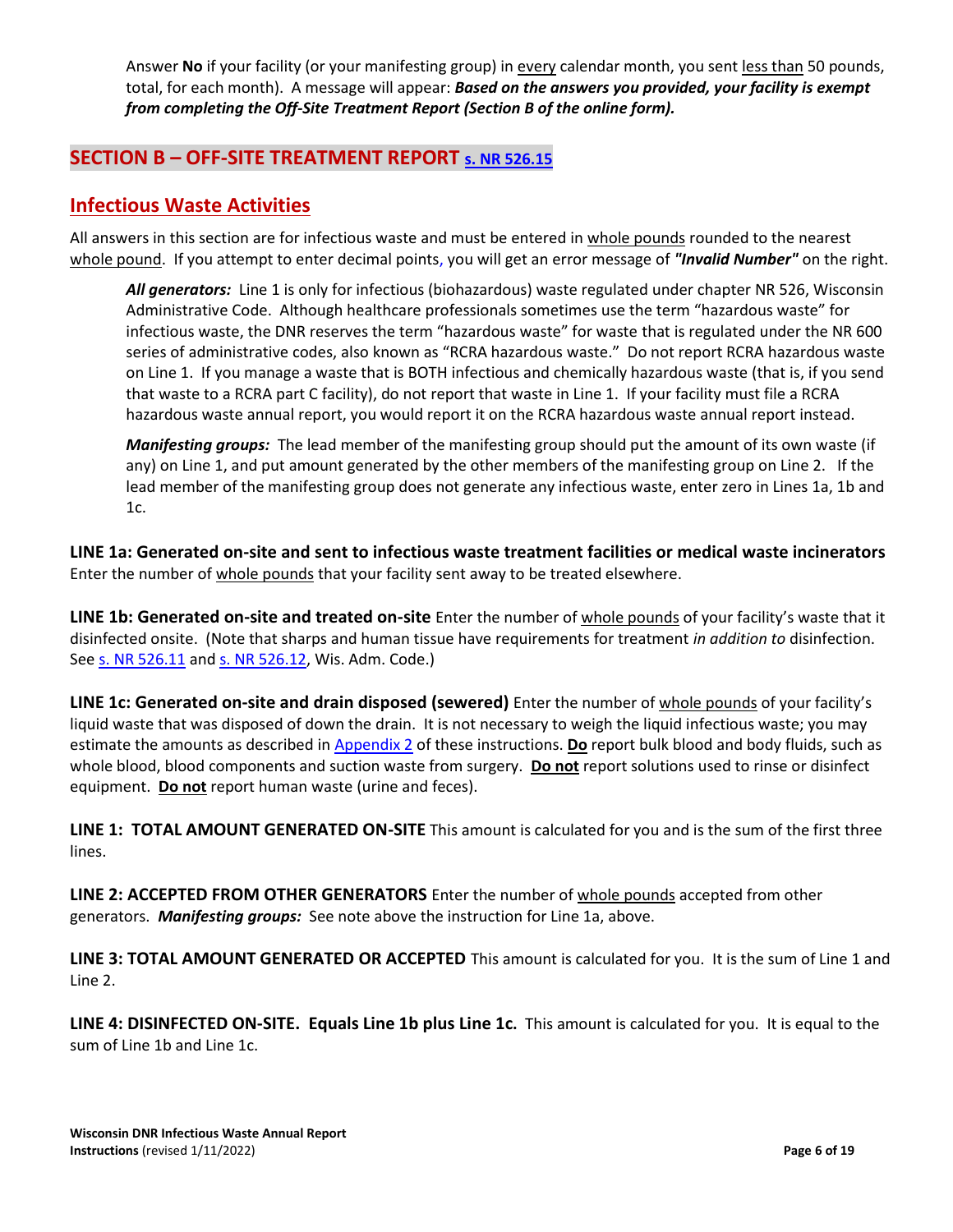Answer **No** if your facility (or your manifesting group) in every calendar month, you sent less than 50 pounds, total, for each month). A message will appear: ***Based on the answers you provided, your facility is exempt from completing the Off-Site Treatment Report (Section B of the online form).***

## SECTION B – OFF-SITE TREATMENT REPORT s. NR 526.15

### Infectious Waste Activities

All answers in this section are for infectious waste and must be entered in whole pounds rounded to the nearest whole pound. If you attempt to enter decimal points, you will get an error message of ***"Invalid Number"*** on the right.

***All generators:*** Line 1 is only for infectious (biohazardous) waste regulated under chapter NR 526, Wisconsin Administrative Code. Although healthcare professionals sometimes use the term "hazardous waste" for infectious waste, the DNR reserves the term "hazardous waste" for waste that is regulated under the NR 600 series of administrative codes, also known as "RCRA hazardous waste." Do not report RCRA hazardous waste on Line 1. If you manage a waste that is BOTH infectious and chemically hazardous waste (that is, if you send that waste to a RCRA part C facility), do not report that waste in Line 1. If your facility must file a RCRA hazardous waste annual report, you would report it on the RCRA hazardous waste annual report instead.

***Manifesting groups:*** The lead member of the manifesting group should put the amount of its own waste (if any) on Line 1, and put amount generated by the other members of the manifesting group on Line 2. If the lead member of the manifesting group does not generate any infectious waste, enter zero in Lines 1a, 1b and 1c.

**LINE 1a: Generated on-site and sent to infectious waste treatment facilities or medical waste incinerators** Enter the number of whole pounds that your facility sent away to be treated elsewhere.

**LINE 1b: Generated on-site and treated on-site** Enter the number of whole pounds of your facility's waste that it disinfected onsite. (Note that sharps and human tissue have requirements for treatment *in addition to* disinfection. See s. NR 526.11 and s. NR 526.12, Wis. Adm. Code.)

**LINE 1c: Generated on-site and drain disposed (sewered)** Enter the number of whole pounds of your facility's liquid waste that was disposed of down the drain. It is not necessary to weigh the liquid infectious waste; you may estimate the amounts as described in Appendix 2 of these instructions. **Do** report bulk blood and body fluids, such as whole blood, blood components and suction waste from surgery. **Do not** report solutions used to rinse or disinfect equipment. **Do not** report human waste (urine and feces).

**LINE 1: TOTAL AMOUNT GENERATED ON-SITE** This amount is calculated for you and is the sum of the first three lines.

**LINE 2: ACCEPTED FROM OTHER GENERATORS** Enter the number of whole pounds accepted from other generators. ***Manifesting groups:*** See note above the instruction for Line 1a, above.

**LINE 3: TOTAL AMOUNT GENERATED OR ACCEPTED** This amount is calculated for you. It is the sum of Line 1 and Line 2.

**LINE 4: DISINFECTED ON-SITE. Equals Line 1b plus Line 1c.** This amount is calculated for you. It is equal to the sum of Line 1b and Line 1c.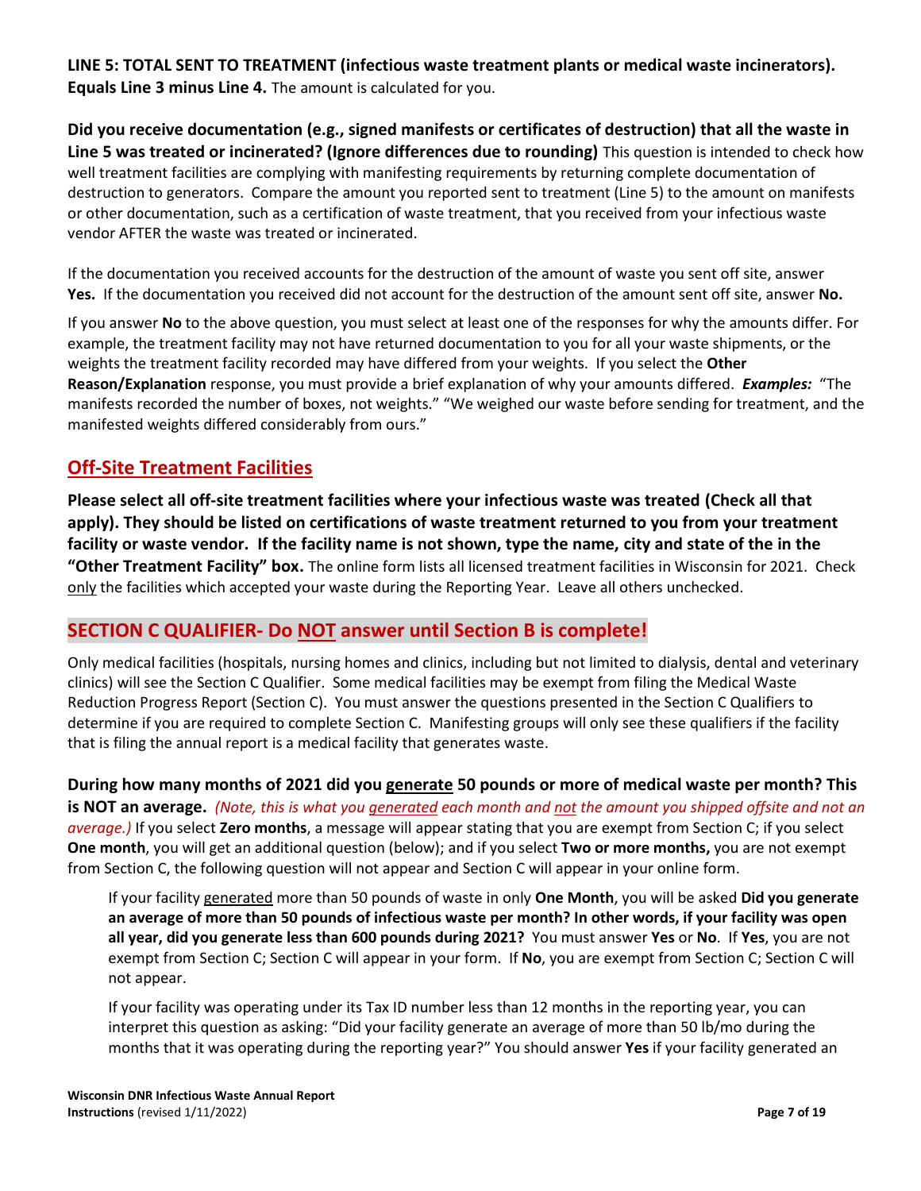**LINE 5: TOTAL SENT TO TREATMENT (infectious waste treatment plants or medical waste incinerators). Equals Line 3 minus Line 4.** The amount is calculated for you.

**Did you receive documentation (e.g., signed manifests or certificates of destruction) that all the waste in Line 5 was treated or incinerated? (Ignore differences due to rounding)** This question is intended to check how well treatment facilities are complying with manifesting requirements by returning complete documentation of destruction to generators. Compare the amount you reported sent to treatment (Line 5) to the amount on manifests or other documentation, such as a certification of waste treatment, that you received from your infectious waste vendor AFTER the waste was treated or incinerated.

If the documentation you received accounts for the destruction of the amount of waste you sent off site, answer **Yes.** If the documentation you received did not account for the destruction of the amount sent off site, answer **No.**

If you answer **No** to the above question, you must select at least one of the responses for why the amounts differ. For example, the treatment facility may not have returned documentation to you for all your waste shipments, or the weights the treatment facility recorded may have differed from your weights. If you select the **Other Reason/Explanation** response, you must provide a brief explanation of why your amounts differed. ***Examples:*** "The manifests recorded the number of boxes, not weights." "We weighed our waste before sending for treatment, and the manifested weights differed considerably from ours."

## Off-Site Treatment Facilities

**Please select all off-site treatment facilities where your infectious waste was treated (Check all that apply). They should be listed on certifications of waste treatment returned to you from your treatment facility or waste vendor. If the facility name is not shown, type the name, city and state of the in the "Other Treatment Facility" box.** The online form lists all licensed treatment facilities in Wisconsin for 2021. Check only the facilities which accepted your waste during the Reporting Year. Leave all others unchecked.

## SECTION C QUALIFIER- Do NOT answer until Section B is complete!

Only medical facilities (hospitals, nursing homes and clinics, including but not limited to dialysis, dental and veterinary clinics) will see the Section C Qualifier. Some medical facilities may be exempt from filing the Medical Waste Reduction Progress Report (Section C). You must answer the questions presented in the Section C Qualifiers to determine if you are required to complete Section C. Manifesting groups will only see these qualifiers if the facility that is filing the annual report is a medical facility that generates waste.

**During how many months of 2021 did you generate 50 pounds or more of medical waste per month? This is NOT an average.** *(Note, this is what you generated each month and not the amount you shipped offsite and not an average.)* If you select **Zero months**, a message will appear stating that you are exempt from Section C; if you select **One month**, you will get an additional question (below); and if you select **Two or more months,** you are not exempt from Section C, the following question will not appear and Section C will appear in your online form.

> If your facility generated more than 50 pounds of waste in only **One Month**, you will be asked **Did you generate an average of more than 50 pounds of infectious waste per month? In other words, if your facility was open all year, did you generate less than 600 pounds during 2021?** You must answer **Yes** or **No**. If **Yes**, you are not exempt from Section C; Section C will appear in your form. If **No**, you are exempt from Section C; Section C will not appear.
>
> If your facility was operating under its Tax ID number less than 12 months in the reporting year, you can interpret this question as asking: "Did your facility generate an average of more than 50 lb/mo during the months that it was operating during the reporting year?" You should answer **Yes** if your facility generated an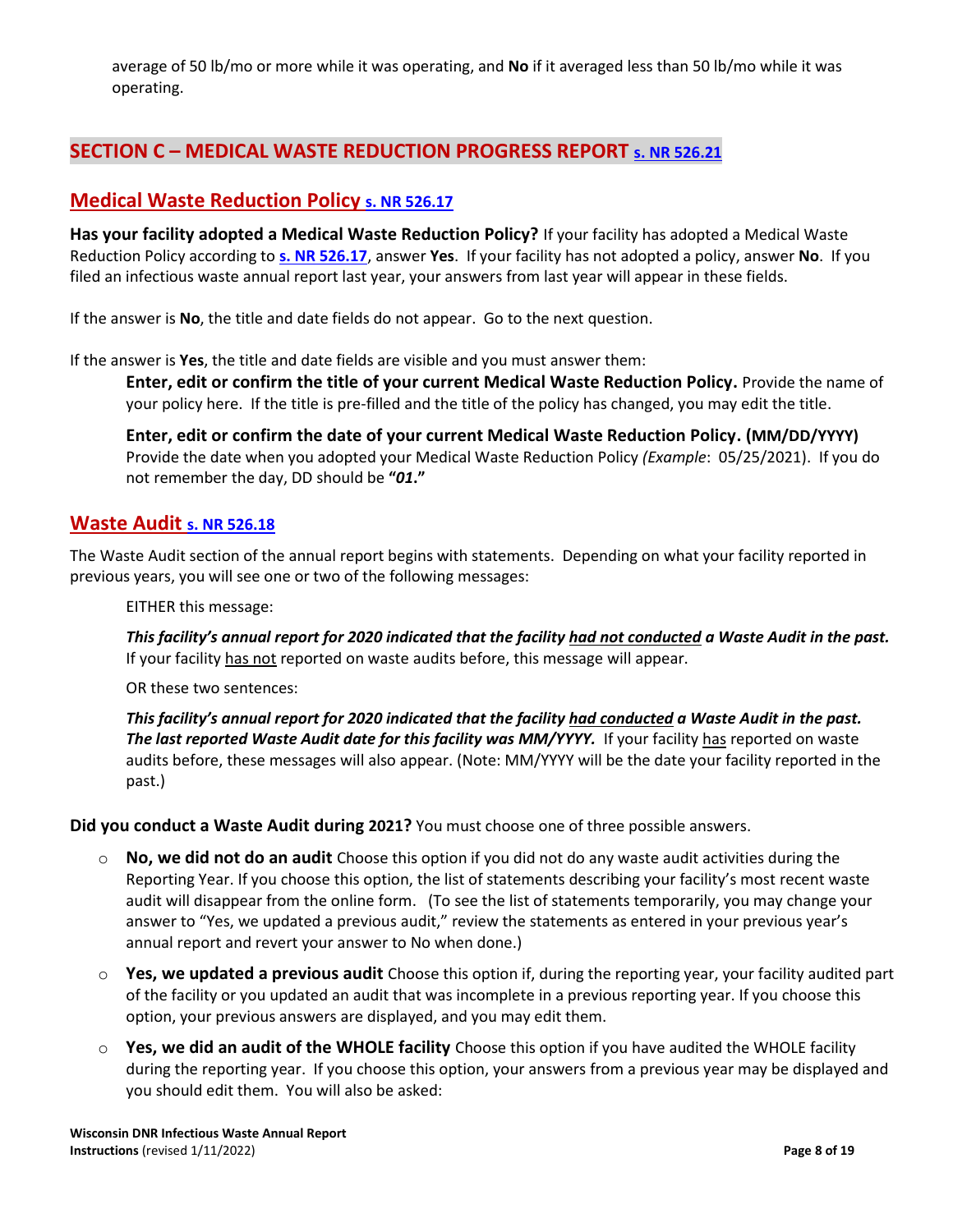average of 50 lb/mo or more while it was operating, and **No** if it averaged less than 50 lb/mo while it was operating.

## SECTION C – MEDICAL WASTE REDUCTION PROGRESS REPORT s. NR 526.21

### Medical Waste Reduction Policy s. NR 526.17

**Has your facility adopted a Medical Waste Reduction Policy?** If your facility has adopted a Medical Waste Reduction Policy according to **s. NR 526.17**, answer **Yes**. If your facility has not adopted a policy, answer **No**. If you filed an infectious waste annual report last year, your answers from last year will appear in these fields.

If the answer is **No**, the title and date fields do not appear. Go to the next question.

If the answer is **Yes**, the title and date fields are visible and you must answer them:

> **Enter, edit or confirm the title of your current Medical Waste Reduction Policy.** Provide the name of your policy here. If the title is pre-filled and the title of the policy has changed, you may edit the title.
>
> **Enter, edit or confirm the date of your current Medical Waste Reduction Policy. (MM/DD/YYYY)** Provide the date when you adopted your Medical Waste Reduction Policy *(Example*: 05/25/2021). If you do not remember the day, DD should be **"*01*."**

### Waste Audit s. NR 526.18

The Waste Audit section of the annual report begins with statements. Depending on what your facility reported in previous years, you will see one or two of the following messages:

> EITHER this message:
>
> ***This facility's annual report for 2020 indicated that the facility had not conducted a Waste Audit in the past.*** If your facility has not reported on waste audits before, this message will appear.
>
> OR these two sentences:
>
> ***This facility's annual report for 2020 indicated that the facility had conducted a Waste Audit in the past. The last reported Waste Audit date for this facility was MM/YYYY.*** If your facility has reported on waste audits before, these messages will also appear. (Note: MM/YYYY will be the date your facility reported in the past.)

**Did you conduct a Waste Audit during 2021?** You must choose one of three possible answers.

- **No, we did not do an audit** Choose this option if you did not do any waste audit activities during the Reporting Year. If you choose this option, the list of statements describing your facility's most recent waste audit will disappear from the online form. (To see the list of statements temporarily, you may change your answer to "Yes, we updated a previous audit," review the statements as entered in your previous year's annual report and revert your answer to No when done.)
- **Yes, we updated a previous audit** Choose this option if, during the reporting year, your facility audited part of the facility or you updated an audit that was incomplete in a previous reporting year. If you choose this option, your previous answers are displayed, and you may edit them.
- **Yes, we did an audit of the WHOLE facility** Choose this option if you have audited the WHOLE facility during the reporting year. If you choose this option, your answers from a previous year may be displayed and you should edit them. You will also be asked: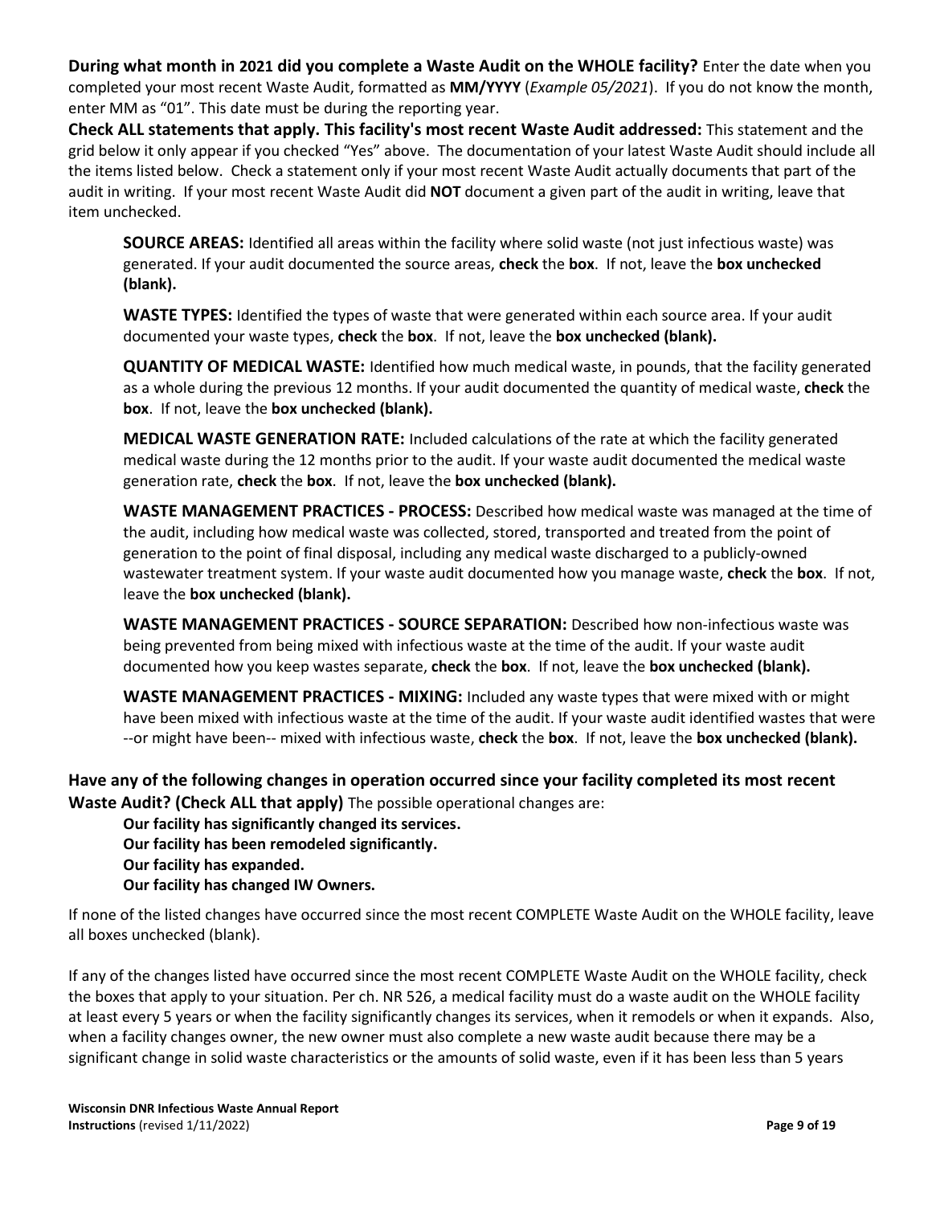**During what month in 2021 did you complete a Waste Audit on the WHOLE facility?** Enter the date when you completed your most recent Waste Audit, formatted as **MM/YYYY** (*Example 05/2021*). If you do not know the month, enter MM as "01". This date must be during the reporting year.

**Check ALL statements that apply. This facility's most recent Waste Audit addressed:** This statement and the grid below it only appear if you checked "Yes" above. The documentation of your latest Waste Audit should include all the items listed below. Check a statement only if your most recent Waste Audit actually documents that part of the audit in writing. If your most recent Waste Audit did **NOT** document a given part of the audit in writing, leave that item unchecked.

> **SOURCE AREAS:** Identified all areas within the facility where solid waste (not just infectious waste) was generated. If your audit documented the source areas, **check** the **box**. If not, leave the **box unchecked (blank).**
>
> **WASTE TYPES:** Identified the types of waste that were generated within each source area. If your audit documented your waste types, **check** the **box**. If not, leave the **box unchecked (blank).**
>
> **QUANTITY OF MEDICAL WASTE:** Identified how much medical waste, in pounds, that the facility generated as a whole during the previous 12 months. If your audit documented the quantity of medical waste, **check** the **box**. If not, leave the **box unchecked (blank).**
>
> **MEDICAL WASTE GENERATION RATE:** Included calculations of the rate at which the facility generated medical waste during the 12 months prior to the audit. If your waste audit documented the medical waste generation rate, **check** the **box**. If not, leave the **box unchecked (blank).**
>
> **WASTE MANAGEMENT PRACTICES - PROCESS:** Described how medical waste was managed at the time of the audit, including how medical waste was collected, stored, transported and treated from the point of generation to the point of final disposal, including any medical waste discharged to a publicly-owned wastewater treatment system. If your waste audit documented how you manage waste, **check** the **box**. If not, leave the **box unchecked (blank).**
>
> **WASTE MANAGEMENT PRACTICES - SOURCE SEPARATION:** Described how non-infectious waste was being prevented from being mixed with infectious waste at the time of the audit. If your waste audit documented how you keep wastes separate, **check** the **box**. If not, leave the **box unchecked (blank).**
>
> **WASTE MANAGEMENT PRACTICES - MIXING:** Included any waste types that were mixed with or might have been mixed with infectious waste at the time of the audit. If your waste audit identified wastes that were --or might have been-- mixed with infectious waste, **check** the **box**. If not, leave the **box unchecked (blank).**

**Have any of the following changes in operation occurred since your facility completed its most recent Waste Audit? (Check ALL that apply)** The possible operational changes are:

> **Our facility has significantly changed its services.**
> **Our facility has been remodeled significantly.**
> **Our facility has expanded.**
> **Our facility has changed IW Owners.**

If none of the listed changes have occurred since the most recent COMPLETE Waste Audit on the WHOLE facility, leave all boxes unchecked (blank).

If any of the changes listed have occurred since the most recent COMPLETE Waste Audit on the WHOLE facility, check the boxes that apply to your situation. Per ch. NR 526, a medical facility must do a waste audit on the WHOLE facility at least every 5 years or when the facility significantly changes its services, when it remodels or when it expands. Also, when a facility changes owner, the new owner must also complete a new waste audit because there may be a significant change in solid waste characteristics or the amounts of solid waste, even if it has been less than 5 years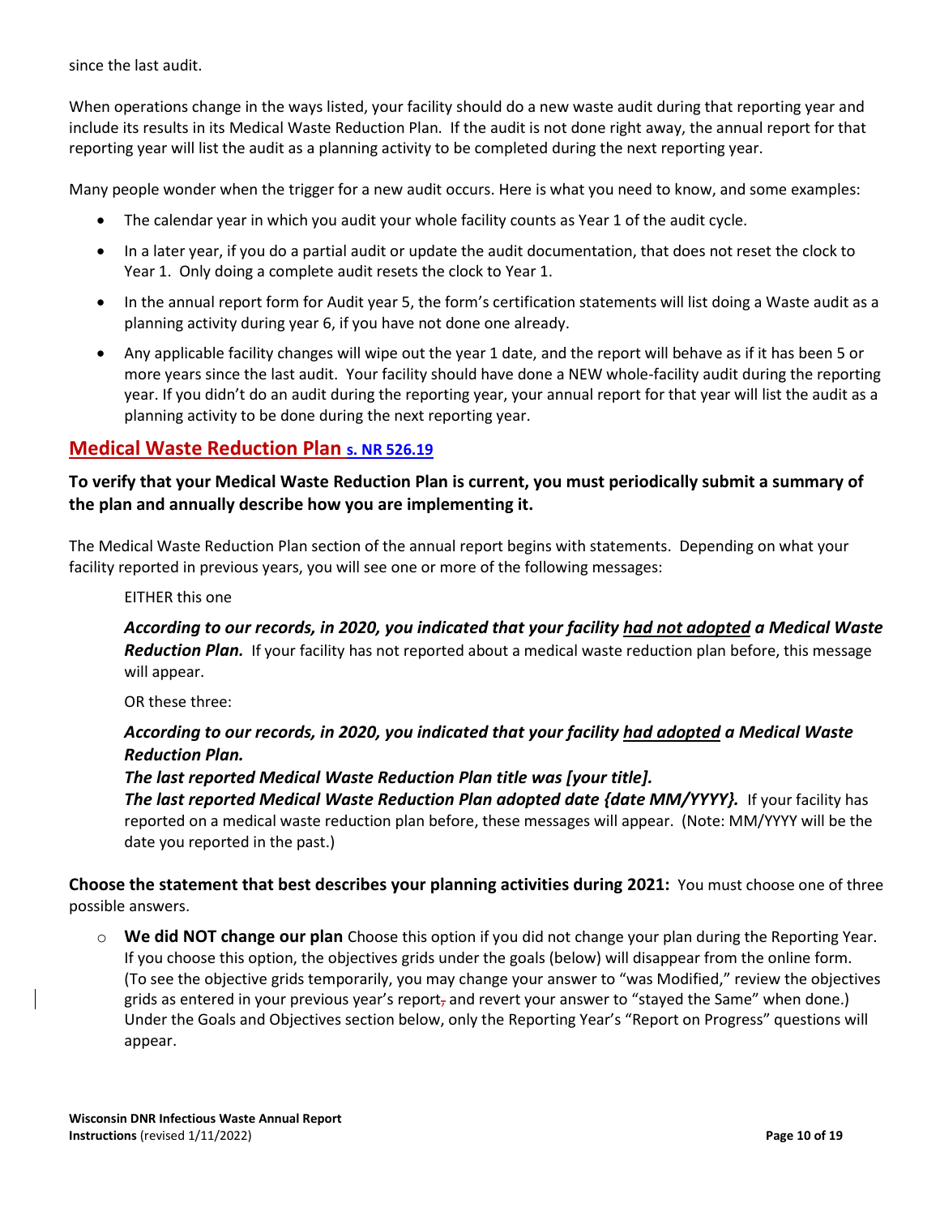since the last audit.

When operations change in the ways listed, your facility should do a new waste audit during that reporting year and include its results in its Medical Waste Reduction Plan. If the audit is not done right away, the annual report for that reporting year will list the audit as a planning activity to be completed during the next reporting year.

Many people wonder when the trigger for a new audit occurs. Here is what you need to know, and some examples:

- The calendar year in which you audit your whole facility counts as Year 1 of the audit cycle.
- In a later year, if you do a partial audit or update the audit documentation, that does not reset the clock to Year 1. Only doing a complete audit resets the clock to Year 1.
- In the annual report form for Audit year 5, the form's certification statements will list doing a Waste audit as a planning activity during year 6, if you have not done one already.
- Any applicable facility changes will wipe out the year 1 date, and the report will behave as if it has been 5 or more years since the last audit. Your facility should have done a NEW whole-facility audit during the reporting year. If you didn't do an audit during the reporting year, your annual report for that year will list the audit as a planning activity to be done during the next reporting year.

## Medical Waste Reduction Plan s. NR 526.19

**To verify that your Medical Waste Reduction Plan is current, you must periodically submit a summary of the plan and annually describe how you are implementing it.**

The Medical Waste Reduction Plan section of the annual report begins with statements. Depending on what your facility reported in previous years, you will see one or more of the following messages:

EITHER this one

***According to our records, in 2020, you indicated that your facility had not adopted a Medical Waste Reduction Plan.*** If your facility has not reported about a medical waste reduction plan before, this message will appear.

OR these three:

***According to our records, in 2020, you indicated that your facility had adopted a Medical Waste Reduction Plan.***
***The last reported Medical Waste Reduction Plan title was [your title].***
***The last reported Medical Waste Reduction Plan adopted date {date MM/YYYY}.*** If your facility has reported on a medical waste reduction plan before, these messages will appear. (Note: MM/YYYY will be the date you reported in the past.)

**Choose the statement that best describes your planning activities during 2021:** You must choose one of three possible answers.

- **We did NOT change our plan** Choose this option if you did not change your plan during the Reporting Year. If you choose this option, the objectives grids under the goals (below) will disappear from the online form. (To see the objective grids temporarily, you may change your answer to "was Modified," review the objectives grids as entered in your previous year's report and revert your answer to "stayed the Same" when done.) Under the Goals and Objectives section below, only the Reporting Year's "Report on Progress" questions will appear.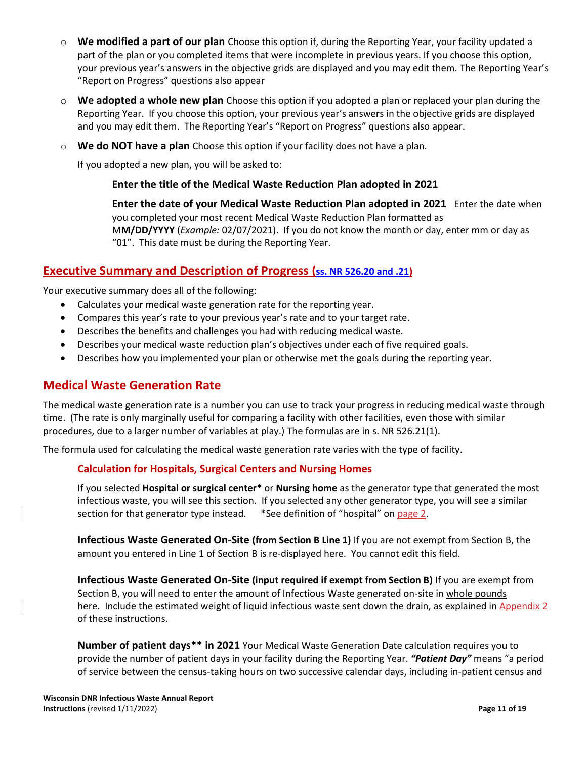- **We modified a part of our plan** Choose this option if, during the Reporting Year, your facility updated a part of the plan or you completed items that were incomplete in previous years. If you choose this option, your previous year's answers in the objective grids are displayed and you may edit them. The Reporting Year's "Report on Progress" questions also appear
- **We adopted a whole new plan** Choose this option if you adopted a plan or replaced your plan during the Reporting Year. If you choose this option, your previous year's answers in the objective grids are displayed and you may edit them. The Reporting Year's "Report on Progress" questions also appear.
- **We do NOT have a plan** Choose this option if your facility does not have a plan.

If you adopted a new plan, you will be asked to:

**Enter the title of the Medical Waste Reduction Plan adopted in 2021**

**Enter the date of your Medical Waste Reduction Plan adopted in 2021** Enter the date when you completed your most recent Medical Waste Reduction Plan formatted as M**M/DD/YYYY** (*Example:* 02/07/2021). If you do not know the month or day, enter mm or day as "01". This date must be during the Reporting Year.

## Executive Summary and Description of Progress (ss. NR 526.20 and .21)

Your executive summary does all of the following:

- Calculates your medical waste generation rate for the reporting year.
- Compares this year's rate to your previous year's rate and to your target rate.
- Describes the benefits and challenges you had with reducing medical waste.
- Describes your medical waste reduction plan's objectives under each of five required goals.
- Describes how you implemented your plan or otherwise met the goals during the reporting year.

## Medical Waste Generation Rate

The medical waste generation rate is a number you can use to track your progress in reducing medical waste through time. (The rate is only marginally useful for comparing a facility with other facilities, even those with similar procedures, due to a larger number of variables at play.) The formulas are in s. NR 526.21(1).

The formula used for calculating the medical waste generation rate varies with the type of facility.

### Calculation for Hospitals, Surgical Centers and Nursing Homes

If you selected **Hospital or surgical center*** or **Nursing home** as the generator type that generated the most infectious waste, you will see this section. If you selected any other generator type, you will see a similar section for that generator type instead. *See definition of "hospital" on page 2.

**Infectious Waste Generated On-Site (from Section B Line 1)** If you are not exempt from Section B, the amount you entered in Line 1 of Section B is re-displayed here. You cannot edit this field.

**Infectious Waste Generated On-Site (input required if exempt from Section B)** If you are exempt from Section B, you will need to enter the amount of Infectious Waste generated on-site in whole pounds here. Include the estimated weight of liquid infectious waste sent down the drain, as explained in Appendix 2 of these instructions.

**Number of patient days** in 2021** Your Medical Waste Generation Date calculation requires you to provide the number of patient days in your facility during the Reporting Year. ***"Patient Day"*** means "a period of service between the census-taking hours on two successive calendar days, including in-patient census and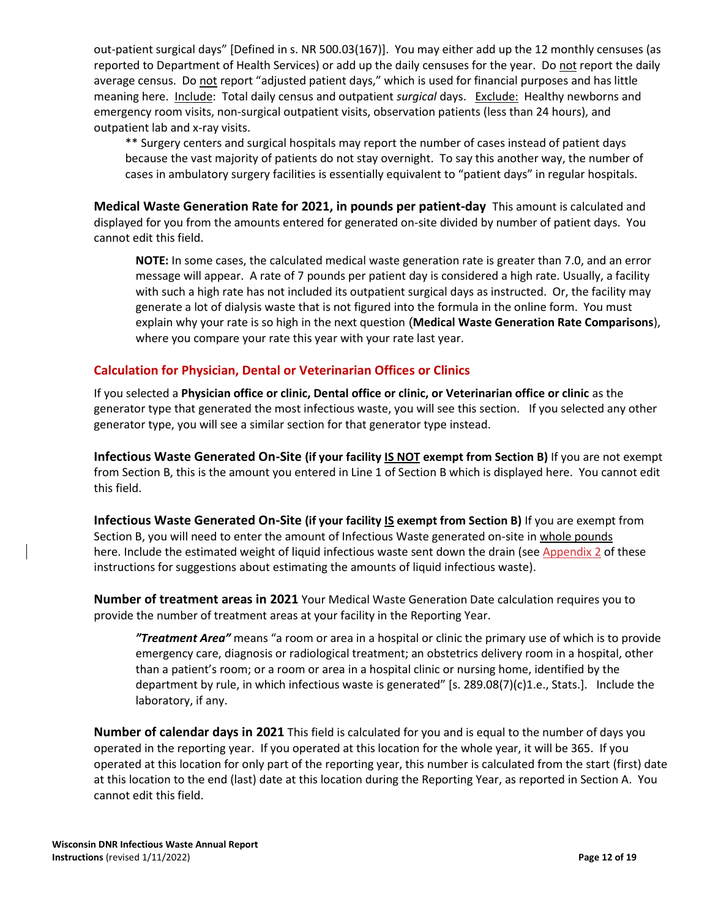out-patient surgical days" [Defined in s. NR 500.03(167)]. You may either add up the 12 monthly censuses (as reported to Department of Health Services) or add up the daily censuses for the year. Do not report the daily average census. Do not report "adjusted patient days," which is used for financial purposes and has little meaning here. Include: Total daily census and outpatient *surgical* days. Exclude: Healthy newborns and emergency room visits, non-surgical outpatient visits, observation patients (less than 24 hours), and outpatient lab and x-ray visits.

> ** Surgery centers and surgical hospitals may report the number of cases instead of patient days because the vast majority of patients do not stay overnight. To say this another way, the number of cases in ambulatory surgery facilities is essentially equivalent to "patient days" in regular hospitals.

**Medical Waste Generation Rate for 2021, in pounds per patient-day** This amount is calculated and displayed for you from the amounts entered for generated on-site divided by number of patient days. You cannot edit this field.

> **NOTE:** In some cases, the calculated medical waste generation rate is greater than 7.0, and an error message will appear. A rate of 7 pounds per patient day is considered a high rate. Usually, a facility with such a high rate has not included its outpatient surgical days as instructed. Or, the facility may generate a lot of dialysis waste that is not figured into the formula in the online form. You must explain why your rate is so high in the next question (**Medical Waste Generation Rate Comparisons**), where you compare your rate this year with your rate last year.

## Calculation for Physician, Dental or Veterinarian Offices or Clinics

If you selected a **Physician office or clinic, Dental office or clinic, or Veterinarian office or clinic** as the generator type that generated the most infectious waste, you will see this section. If you selected any other generator type, you will see a similar section for that generator type instead.

**Infectious Waste Generated On-Site (if your facility IS NOT exempt from Section B)** If you are not exempt from Section B, this is the amount you entered in Line 1 of Section B which is displayed here. You cannot edit this field.

**Infectious Waste Generated On-Site (if your facility IS exempt from Section B)** If you are exempt from Section B, you will need to enter the amount of Infectious Waste generated on-site in whole pounds here. Include the estimated weight of liquid infectious waste sent down the drain (see Appendix 2 of these instructions for suggestions about estimating the amounts of liquid infectious waste).

**Number of treatment areas in 2021** Your Medical Waste Generation Date calculation requires you to provide the number of treatment areas at your facility in the Reporting Year.

> ***"Treatment Area"*** means "a room or area in a hospital or clinic the primary use of which is to provide emergency care, diagnosis or radiological treatment; an obstetrics delivery room in a hospital, other than a patient's room; or a room or area in a hospital clinic or nursing home, identified by the department by rule, in which infectious waste is generated" [s. 289.08(7)(c)1.e., Stats.]. Include the laboratory, if any.

**Number of calendar days in 2021** This field is calculated for you and is equal to the number of days you operated in the reporting year. If you operated at this location for the whole year, it will be 365. If you operated at this location for only part of the reporting year, this number is calculated from the start (first) date at this location to the end (last) date at this location during the Reporting Year, as reported in Section A. You cannot edit this field.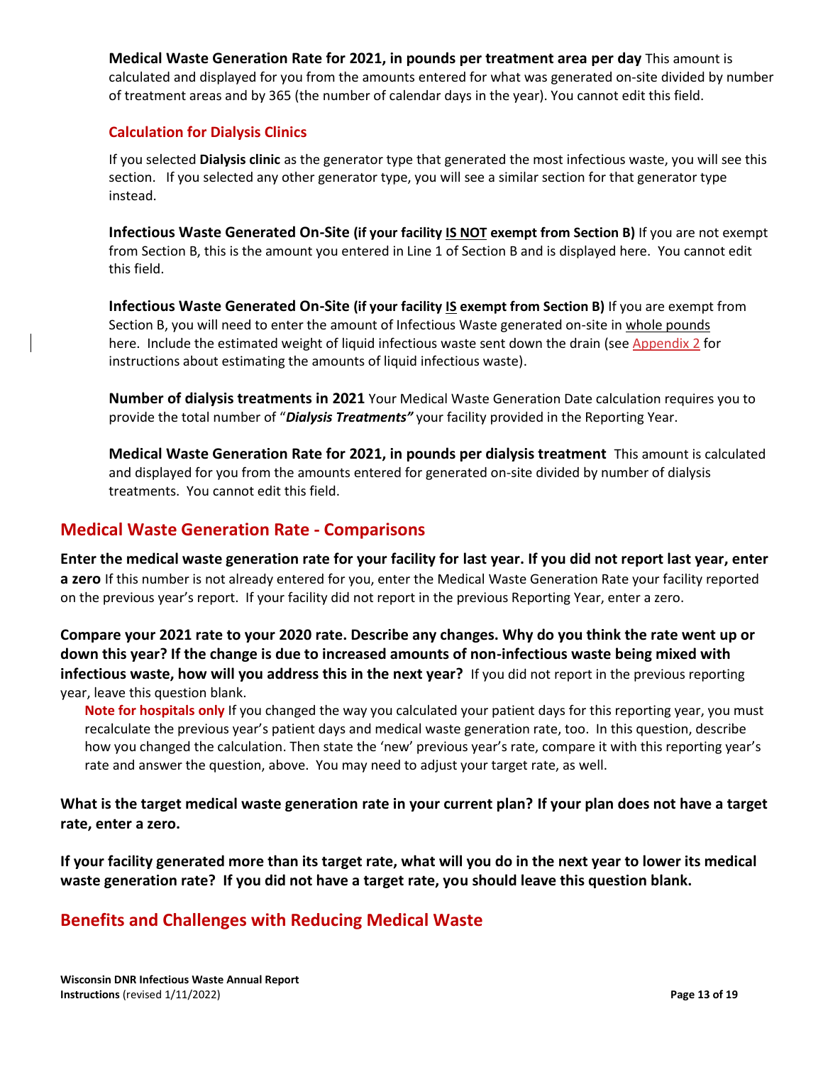**Medical Waste Generation Rate for 2021, in pounds per treatment area per day** This amount is calculated and displayed for you from the amounts entered for what was generated on-site divided by number of treatment areas and by 365 (the number of calendar days in the year). You cannot edit this field.

### Calculation for Dialysis Clinics

If you selected **Dialysis clinic** as the generator type that generated the most infectious waste, you will see this section. If you selected any other generator type, you will see a similar section for that generator type instead.

**Infectious Waste Generated On-Site (if your facility IS NOT exempt from Section B)** If you are not exempt from Section B, this is the amount you entered in Line 1 of Section B and is displayed here. You cannot edit this field.

**Infectious Waste Generated On-Site (if your facility IS exempt from Section B)** If you are exempt from Section B, you will need to enter the amount of Infectious Waste generated on-site in whole pounds here. Include the estimated weight of liquid infectious waste sent down the drain (see Appendix 2 for instructions about estimating the amounts of liquid infectious waste).

**Number of dialysis treatments in 2021** Your Medical Waste Generation Date calculation requires you to provide the total number of "***Dialysis Treatments"*** your facility provided in the Reporting Year.

**Medical Waste Generation Rate for 2021, in pounds per dialysis treatment** This amount is calculated and displayed for you from the amounts entered for generated on-site divided by number of dialysis treatments. You cannot edit this field.

## Medical Waste Generation Rate - Comparisons

**Enter the medical waste generation rate for your facility for last year. If you did not report last year, enter a zero** If this number is not already entered for you, enter the Medical Waste Generation Rate your facility reported on the previous year's report. If your facility did not report in the previous Reporting Year, enter a zero.

**Compare your 2021 rate to your 2020 rate. Describe any changes. Why do you think the rate went up or down this year? If the change is due to increased amounts of non-infectious waste being mixed with infectious waste, how will you address this in the next year?** If you did not report in the previous reporting year, leave this question blank.

> **Note for hospitals only** If you changed the way you calculated your patient days for this reporting year, you must recalculate the previous year's patient days and medical waste generation rate, too. In this question, describe how you changed the calculation. Then state the 'new' previous year's rate, compare it with this reporting year's rate and answer the question, above. You may need to adjust your target rate, as well.

**What is the target medical waste generation rate in your current plan? If your plan does not have a target rate, enter a zero.**

**If your facility generated more than its target rate, what will you do in the next year to lower its medical waste generation rate? If you did not have a target rate, you should leave this question blank.**

## Benefits and Challenges with Reducing Medical Waste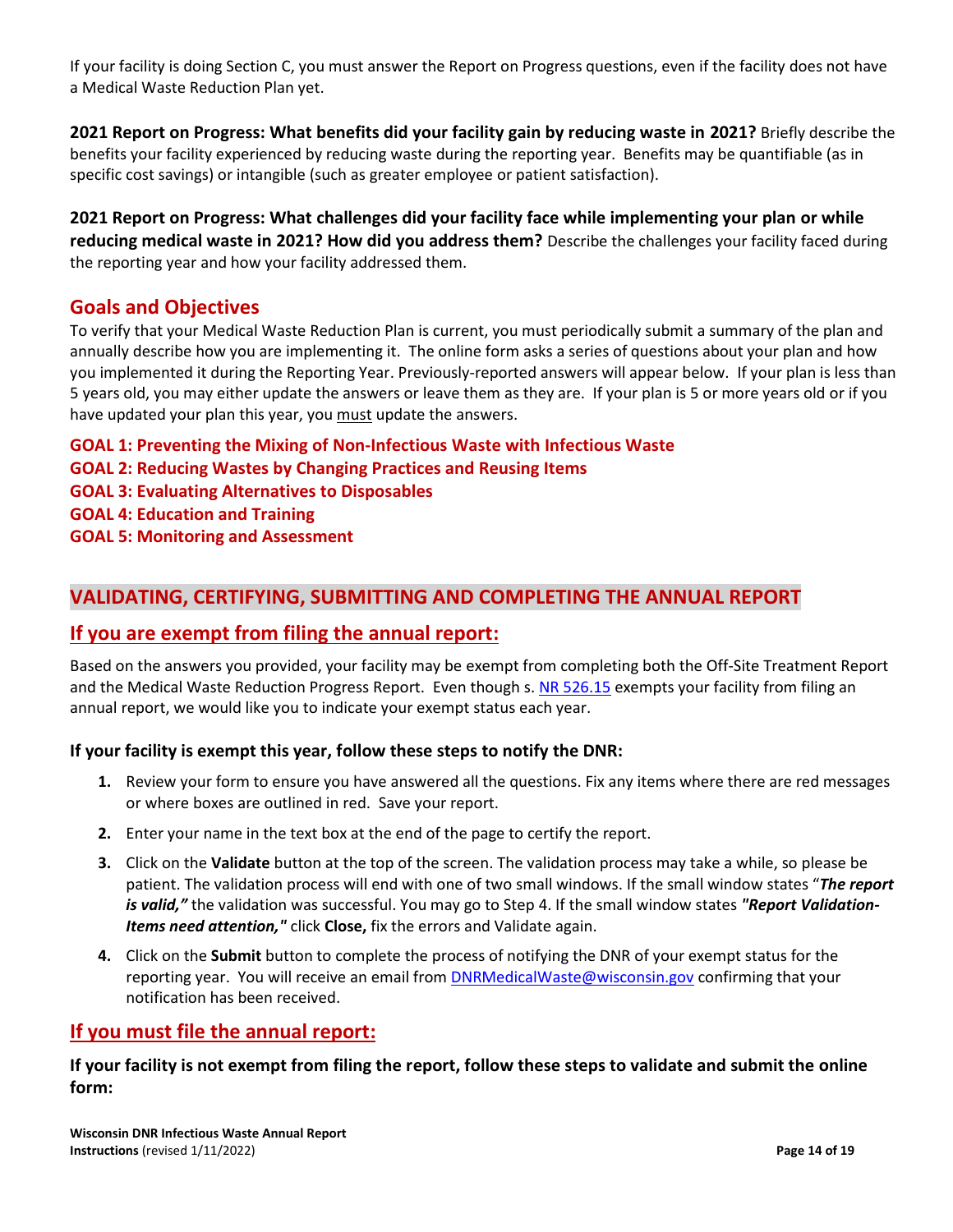If your facility is doing Section C, you must answer the Report on Progress questions, even if the facility does not have a Medical Waste Reduction Plan yet.

**2021 Report on Progress: What benefits did your facility gain by reducing waste in 2021?** Briefly describe the benefits your facility experienced by reducing waste during the reporting year. Benefits may be quantifiable (as in specific cost savings) or intangible (such as greater employee or patient satisfaction).

**2021 Report on Progress: What challenges did your facility face while implementing your plan or while reducing medical waste in 2021? How did you address them?** Describe the challenges your facility faced during the reporting year and how your facility addressed them.

### Goals and Objectives

To verify that your Medical Waste Reduction Plan is current, you must periodically submit a summary of the plan and annually describe how you are implementing it. The online form asks a series of questions about your plan and how you implemented it during the Reporting Year. Previously-reported answers will appear below. If your plan is less than 5 years old, you may either update the answers or leave them as they are. If your plan is 5 or more years old or if you have updated your plan this year, you <u>must</u> update the answers.

**GOAL 1: Preventing the Mixing of Non-Infectious Waste with Infectious Waste**
**GOAL 2: Reducing Wastes by Changing Practices and Reusing Items**
**GOAL 3: Evaluating Alternatives to Disposables**
**GOAL 4: Education and Training**
**GOAL 5: Monitoring and Assessment**

## VALIDATING, CERTIFYING, SUBMITTING AND COMPLETING THE ANNUAL REPORT

### If you are exempt from filing the annual report:

Based on the answers you provided, your facility may be exempt from completing both the Off-Site Treatment Report and the Medical Waste Reduction Progress Report. Even though s. NR 526.15 exempts your facility from filing an annual report, we would like you to indicate your exempt status each year.

**If your facility is exempt this year, follow these steps to notify the DNR:**

1. Review your form to ensure you have answered all the questions. Fix any items where there are red messages or where boxes are outlined in red. Save your report.
2. Enter your name in the text box at the end of the page to certify the report.
3. Click on the **Validate** button at the top of the screen. The validation process may take a while, so please be patient. The validation process will end with one of two small windows. If the small window states "***The report is valid,***" the validation was successful. You may go to Step 4. If the small window states ***"Report Validation-Items need attention,"*** click **Close,** fix the errors and Validate again.
4. Click on the **Submit** button to complete the process of notifying the DNR of your exempt status for the reporting year. You will receive an email from DNRMedicalWaste@wisconsin.gov confirming that your notification has been received.

### If you must file the annual report:

**If your facility is not exempt from filing the report, follow these steps to validate and submit the online form:**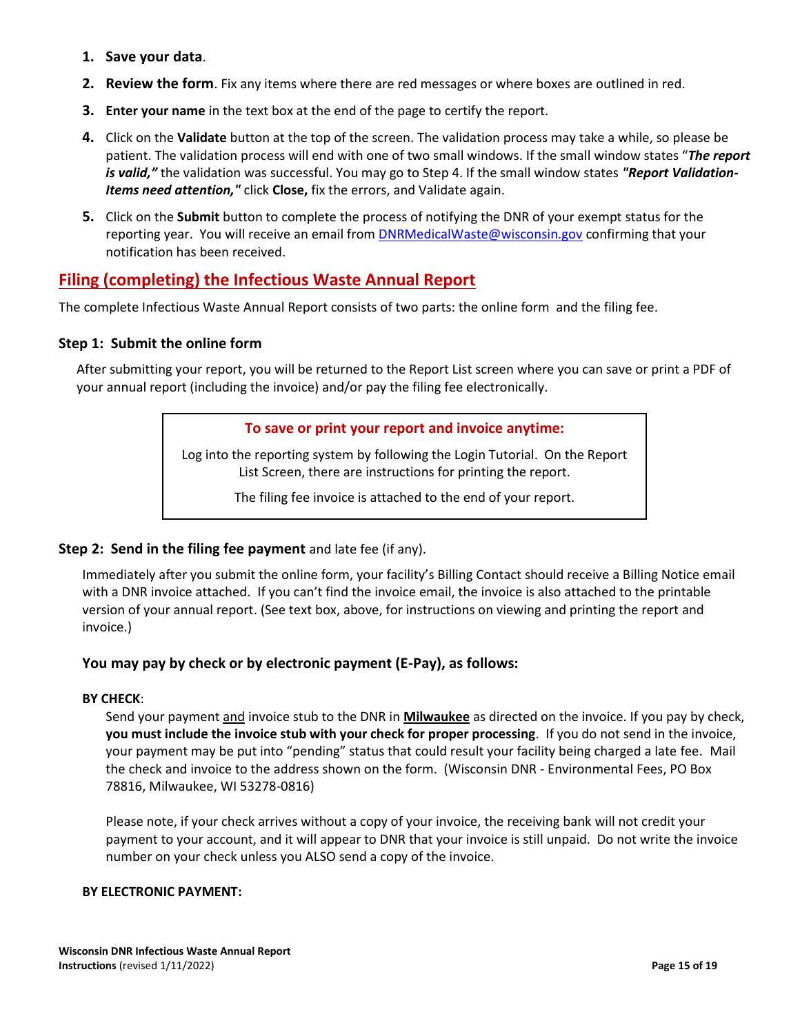1. **Save your data**.
2. **Review the form**. Fix any items where there are red messages or where boxes are outlined in red.
3. **Enter your name** in the text box at the end of the page to certify the report.
4. Click on the **Validate** button at the top of the screen. The validation process may take a while, so please be patient. The validation process will end with one of two small windows. If the small window states "***The report is valid,***" the validation was successful. You may go to Step 4. If the small window states ***"Report Validation-Items need attention,"*** click **Close,** fix the errors, and Validate again.
5. Click on the **Submit** button to complete the process of notifying the DNR of your exempt status for the reporting year. You will receive an email from DNRMedicalWaste@wisconsin.gov confirming that your notification has been received.

## Filing (completing) the Infectious Waste Annual Report

The complete Infectious Waste Annual Report consists of two parts: the online form and the filing fee.

### Step 1: Submit the online form

After submitting your report, you will be returned to the Report List screen where you can save or print a PDF of your annual report (including the invoice) and/or pay the filing fee electronically.

> **To save or print your report and invoice anytime:**
>
> Log into the reporting system by following the Login Tutorial. On the Report List Screen, there are instructions for printing the report.
>
> The filing fee invoice is attached to the end of your report.

### Step 2: Send in the filing fee payment and late fee (if any).

Immediately after you submit the online form, your facility's Billing Contact should receive a Billing Notice email with a DNR invoice attached. If you can't find the invoice email, the invoice is also attached to the printable version of your annual report. (See text box, above, for instructions on viewing and printing the report and invoice.)

### You may pay by check or by electronic payment (E-Pay), as follows:

**BY CHECK**:

Send your payment and invoice stub to the DNR in **Milwaukee** as directed on the invoice. If you pay by check, **you must include the invoice stub with your check for proper processing**. If you do not send in the invoice, your payment may be put into "pending" status that could result your facility being charged a late fee. Mail the check and invoice to the address shown on the form. (Wisconsin DNR - Environmental Fees, PO Box 78816, Milwaukee, WI 53278-0816)

Please note, if your check arrives without a copy of your invoice, the receiving bank will not credit your payment to your account, and it will appear to DNR that your invoice is still unpaid. Do not write the invoice number on your check unless you ALSO send a copy of the invoice.

**BY ELECTRONIC PAYMENT:**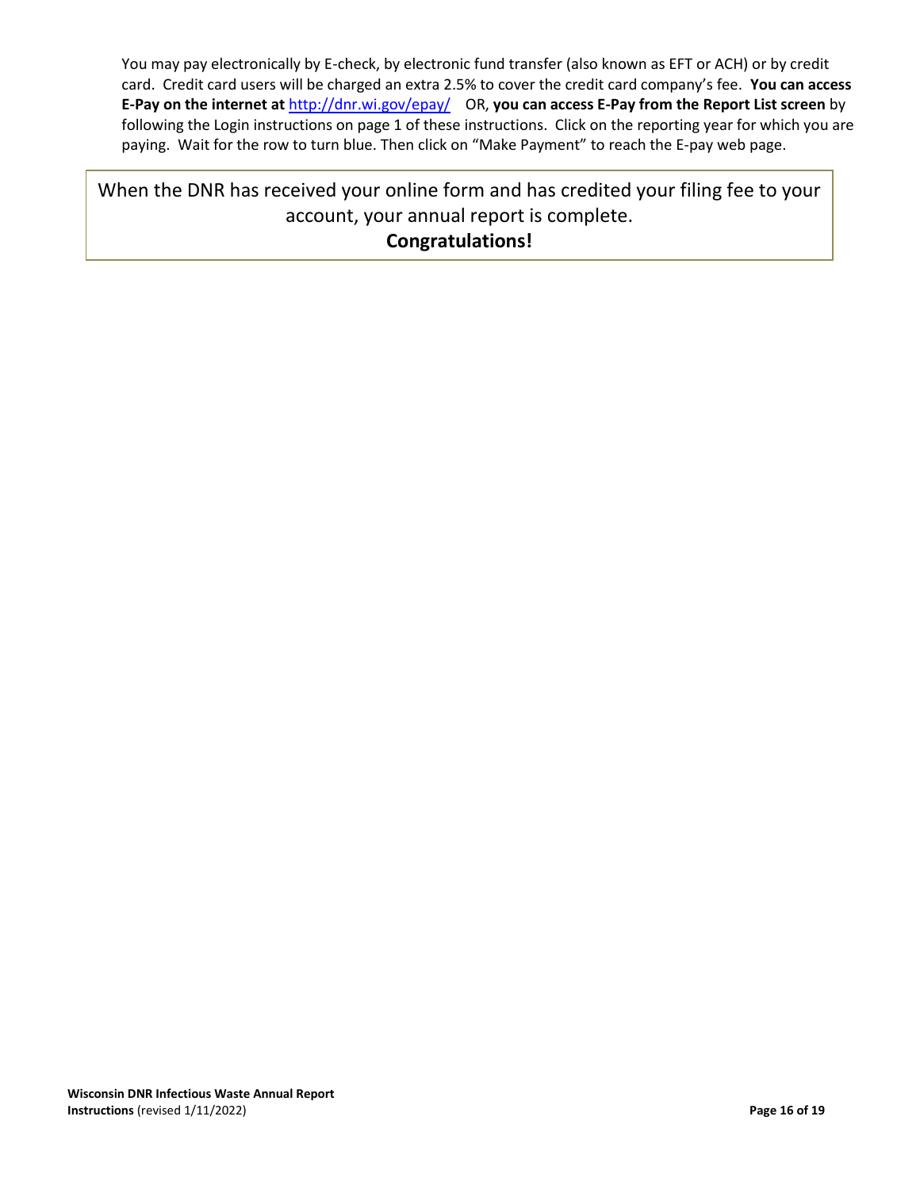You may pay electronically by E-check, by electronic fund transfer (also known as EFT or ACH) or by credit card. Credit card users will be charged an extra 2.5% to cover the credit card company's fee. **You can access E-Pay on the internet at** http://dnr.wi.gov/epay/ OR, **you can access E-Pay from the Report List screen** by following the Login instructions on page 1 of these instructions. Click on the reporting year for which you are paying. Wait for the row to turn blue. Then click on "Make Payment" to reach the E-pay web page.

When the DNR has received your online form and has credited your filing fee to your account, your annual report is complete.

**Congratulations!**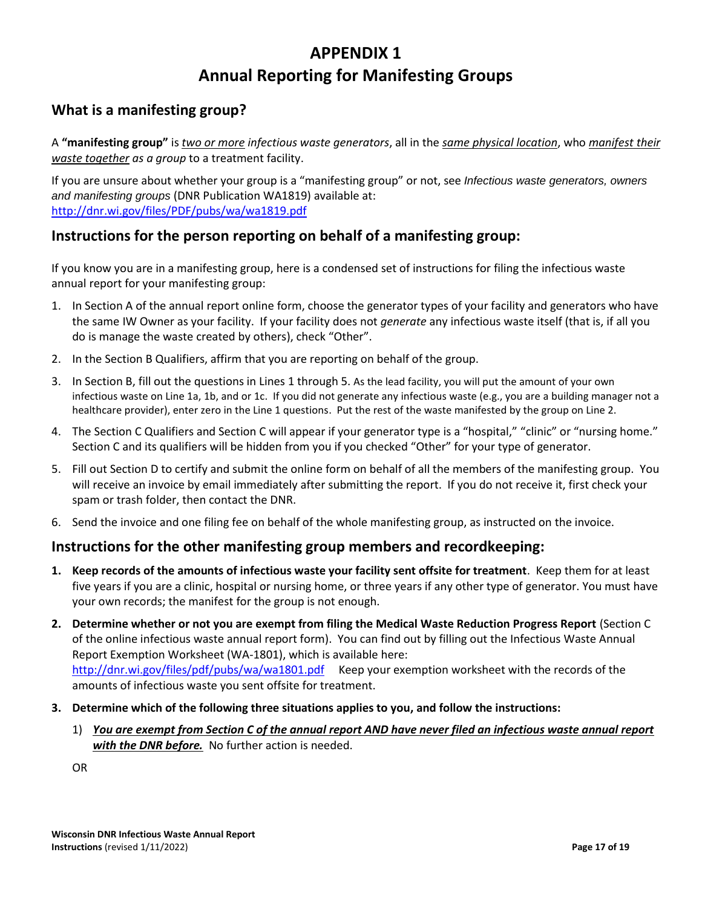# APPENDIX 1
# Annual Reporting for Manifesting Groups

## What is a manifesting group?

A **"manifesting group"** is *two or more* *infectious waste generators*, all in the *same physical location*, who *manifest their waste together as a group* to a treatment facility.

If you are unsure about whether your group is a "manifesting group" or not, see *Infectious waste generators, owners and manifesting groups* (DNR Publication WA1819) available at: http://dnr.wi.gov/files/PDF/pubs/wa/wa1819.pdf

## Instructions for the person reporting on behalf of a manifesting group:

If you know you are in a manifesting group, here is a condensed set of instructions for filing the infectious waste annual report for your manifesting group:

1. In Section A of the annual report online form, choose the generator types of your facility and generators who have the same IW Owner as your facility. If your facility does not *generate* any infectious waste itself (that is, if all you do is manage the waste created by others), check "Other".
2. In the Section B Qualifiers, affirm that you are reporting on behalf of the group.
3. In Section B, fill out the questions in Lines 1 through 5. As the lead facility, you will put the amount of your own infectious waste on Line 1a, 1b, and or 1c. If you did not generate any infectious waste (e.g., you are a building manager not a healthcare provider), enter zero in the Line 1 questions. Put the rest of the waste manifested by the group on Line 2.
4. The Section C Qualifiers and Section C will appear if your generator type is a "hospital," "clinic" or "nursing home." Section C and its qualifiers will be hidden from you if you checked "Other" for your type of generator.
5. Fill out Section D to certify and submit the online form on behalf of all the members of the manifesting group. You will receive an invoice by email immediately after submitting the report. If you do not receive it, first check your spam or trash folder, then contact the DNR.
6. Send the invoice and one filing fee on behalf of the whole manifesting group, as instructed on the invoice.

## Instructions for the other manifesting group members and recordkeeping:

1. **Keep records of the amounts of infectious waste your facility sent offsite for treatment**. Keep them for at least five years if you are a clinic, hospital or nursing home, or three years if any other type of generator. You must have your own records; the manifest for the group is not enough.
2. **Determine whether or not you are exempt from filing the Medical Waste Reduction Progress Report** (Section C of the online infectious waste annual report form). You can find out by filling out the Infectious Waste Annual Report Exemption Worksheet (WA-1801), which is available here: http://dnr.wi.gov/files/pdf/pubs/wa/wa1801.pdf Keep your exemption worksheet with the records of the amounts of infectious waste you sent offsite for treatment.
3. **Determine which of the following three situations applies to you, and follow the instructions:**
   1) ***You are exempt from Section C of the annual report AND have never filed an infectious waste annual report with the DNR before.*** No further action is needed.

   OR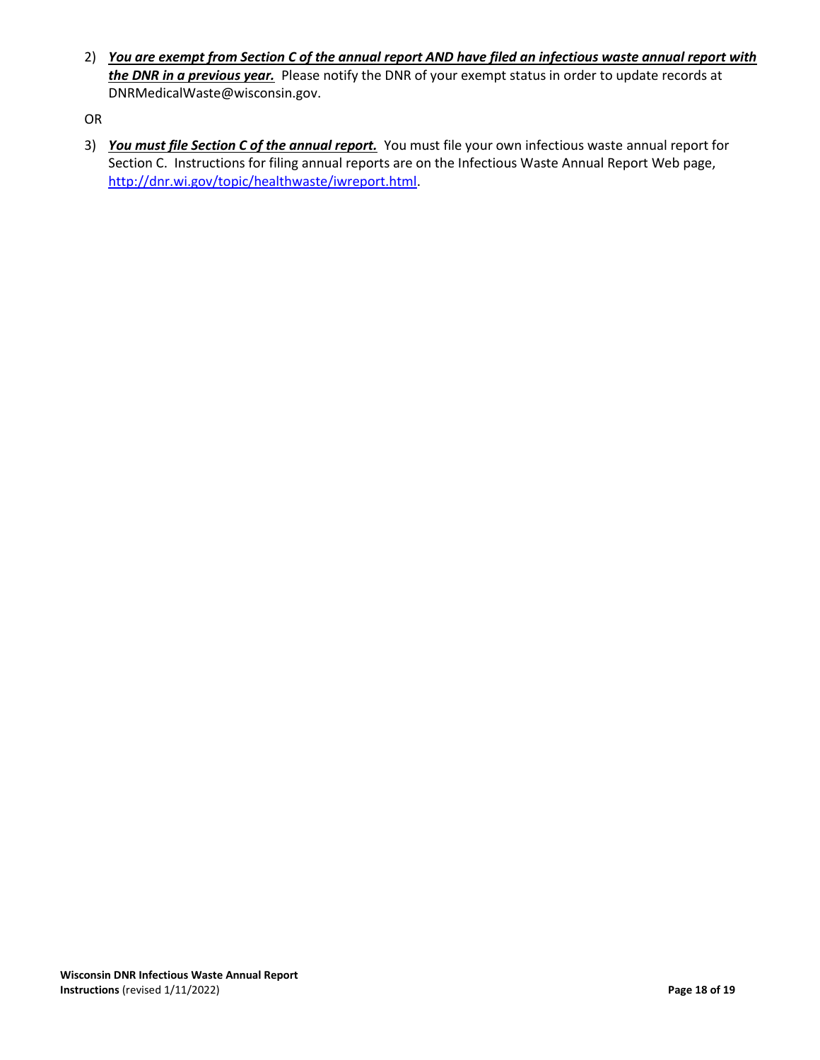2) ***You are exempt from Section C of the annual report AND have filed an infectious waste annual report with the DNR in a previous year.*** Please notify the DNR of your exempt status in order to update records at DNRMedicalWaste@wisconsin.gov.

OR

3) ***You must file Section C of the annual report.*** You must file your own infectious waste annual report for Section C. Instructions for filing annual reports are on the Infectious Waste Annual Report Web page, [http://dnr.wi.gov/topic/healthwaste/iwreport.html](http://dnr.wi.gov/topic/healthwaste/iwreport.html).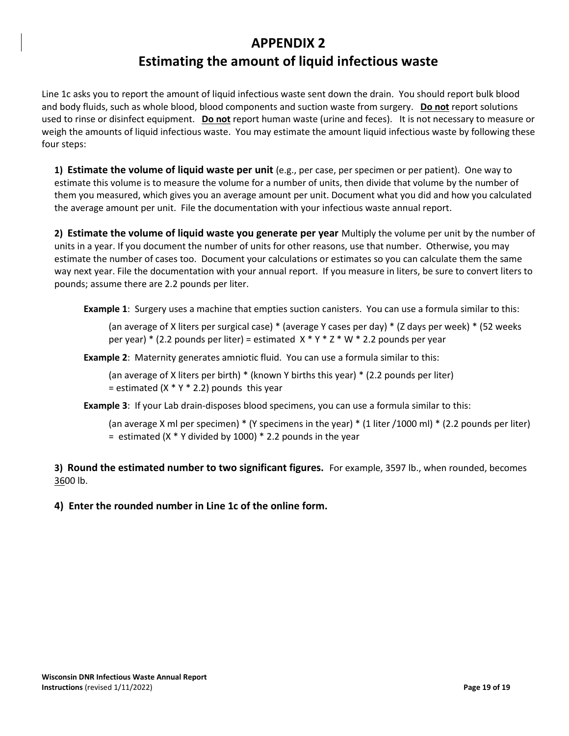# APPENDIX 2

# Estimating the amount of liquid infectious waste

Line 1c asks you to report the amount of liquid infectious waste sent down the drain. You should report bulk blood and body fluids, such as whole blood, blood components and suction waste from surgery. **Do not** report solutions used to rinse or disinfect equipment. **Do not** report human waste (urine and feces). It is not necessary to measure or weigh the amounts of liquid infectious waste. You may estimate the amount liquid infectious waste by following these four steps:

**1) Estimate the volume of liquid waste per unit** (e.g., per case, per specimen or per patient). One way to estimate this volume is to measure the volume for a number of units, then divide that volume by the number of them you measured, which gives you an average amount per unit. Document what you did and how you calculated the average amount per unit. File the documentation with your infectious waste annual report.

**2) Estimate the volume of liquid waste you generate per year** Multiply the volume per unit by the number of units in a year. If you document the number of units for other reasons, use that number. Otherwise, you may estimate the number of cases too. Document your calculations or estimates so you can calculate them the same way next year. File the documentation with your annual report. If you measure in liters, be sure to convert liters to pounds; assume there are 2.2 pounds per liter.

**Example 1**: Surgery uses a machine that empties suction canisters. You can use a formula similar to this:

(an average of X liters per surgical case) * (average Y cases per day) * (Z days per week) * (52 weeks per year) * (2.2 pounds per liter) = estimated X * Y * Z * W * 2.2 pounds per year

**Example 2**: Maternity generates amniotic fluid. You can use a formula similar to this:

(an average of X liters per birth) * (known Y births this year) * (2.2 pounds per liter)
= estimated (X * Y * 2.2) pounds this year

**Example 3**: If your Lab drain-disposes blood specimens, you can use a formula similar to this:

(an average X ml per specimen) * (Y specimens in the year) * (1 liter /1000 ml) * (2.2 pounds per liter)
= estimated (X * Y divided by 1000) * 2.2 pounds in the year

**3) Round the estimated number to two significant figures.** For example, 3597 lb., when rounded, becomes 3600 lb.

**4) Enter the rounded number in Line 1c of the online form.**